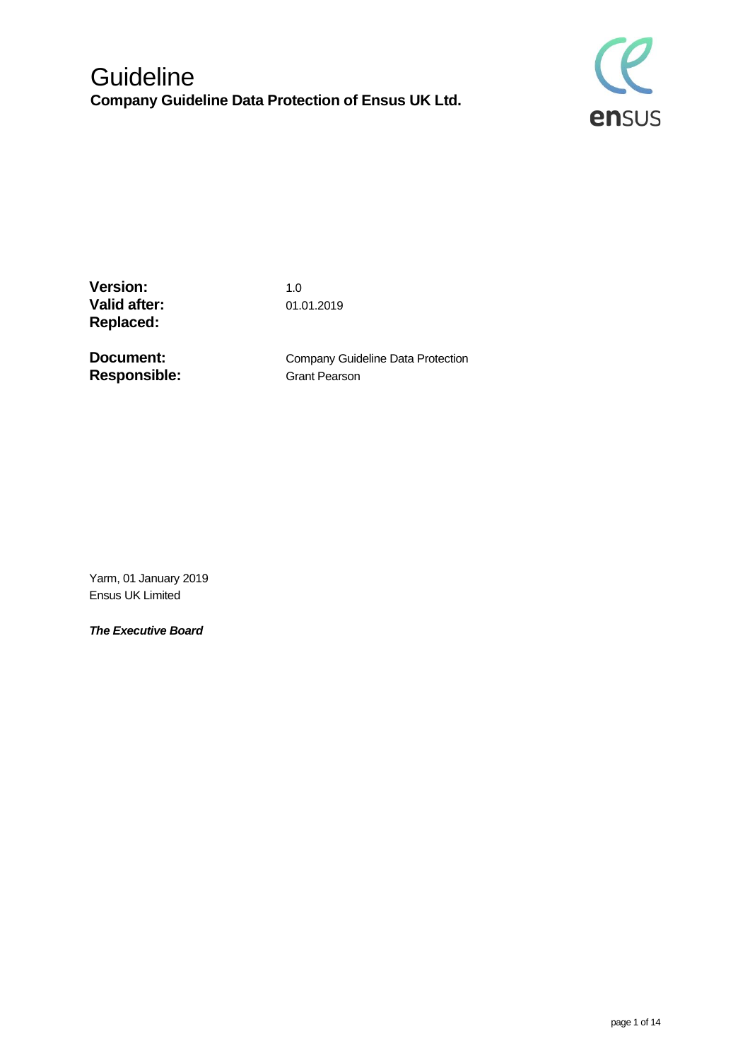# Guideline

**Company Guideline Data Protection of Ensus UK Ltd.**

| | |
|---|---|
| **Version:** | 1.0 |
| **Valid after:** | 01.01.2019 |
| **Replaced:** | |
| **Document:** | Company Guideline Data Protection |
| **Responsible:** | Grant Pearson |

Yarm, 01 January 2019
Ensus UK Limited

***The Executive Board***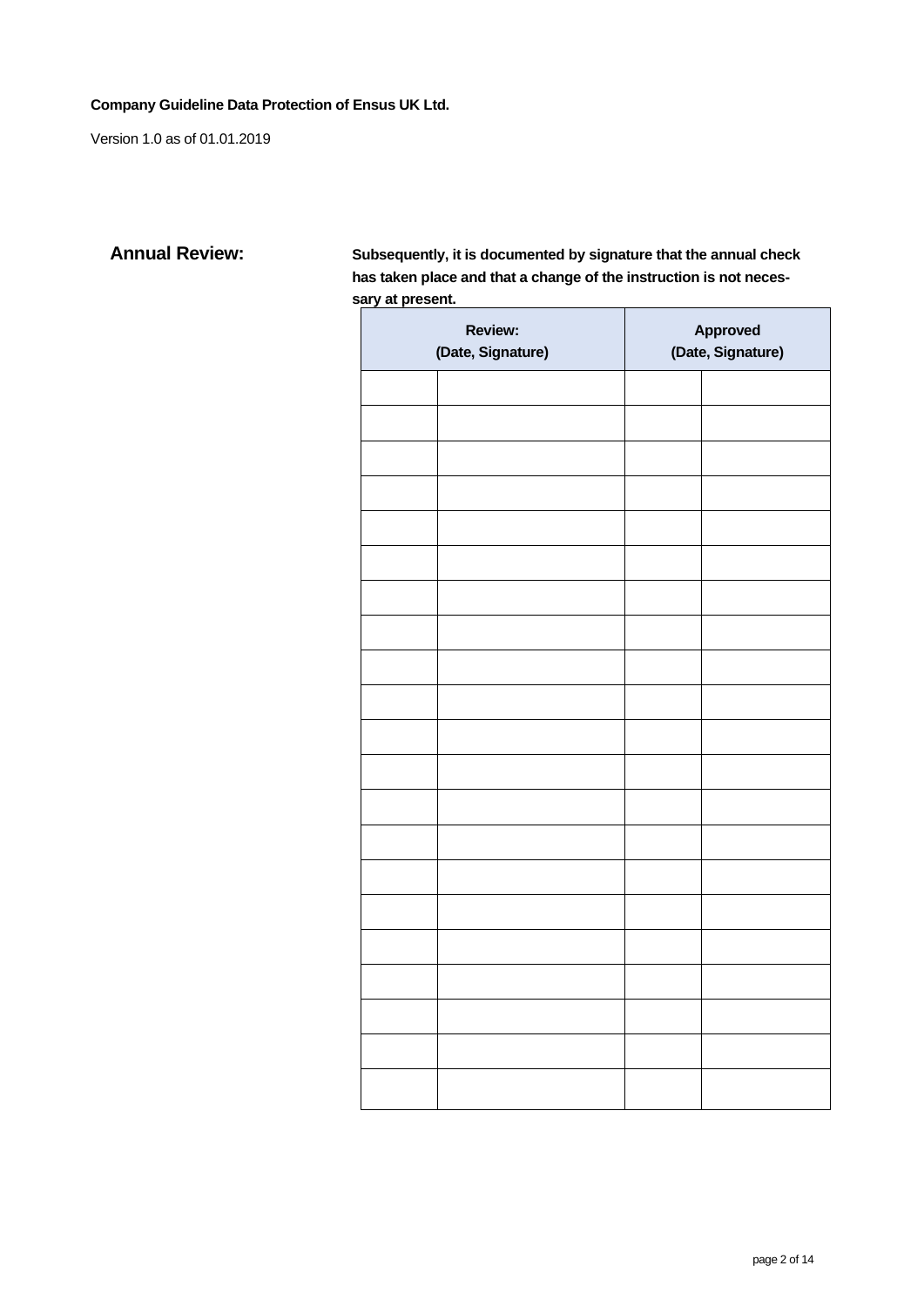**Company Guideline Data Protection of Ensus UK Ltd.**

Version 1.0 as of 01.01.2019

## Annual Review:

**Subsequently, it is documented by signature that the annual check has taken place and that a change of the instruction is not necessary at present.**

| **Review: (Date, Signature)** | | **Approved (Date, Signature)** | |
|---|---|---|---|
| | | | |
| | | | |
| | | | |
| | | | |
| | | | |
| | | | |
| | | | |
| | | | |
| | | | |
| | | | |
| | | | |
| | | | |
| | | | |
| | | | |
| | | | |
| | | | |
| | | | |
| | | | |
| | | | |
| | | | |
| | | | |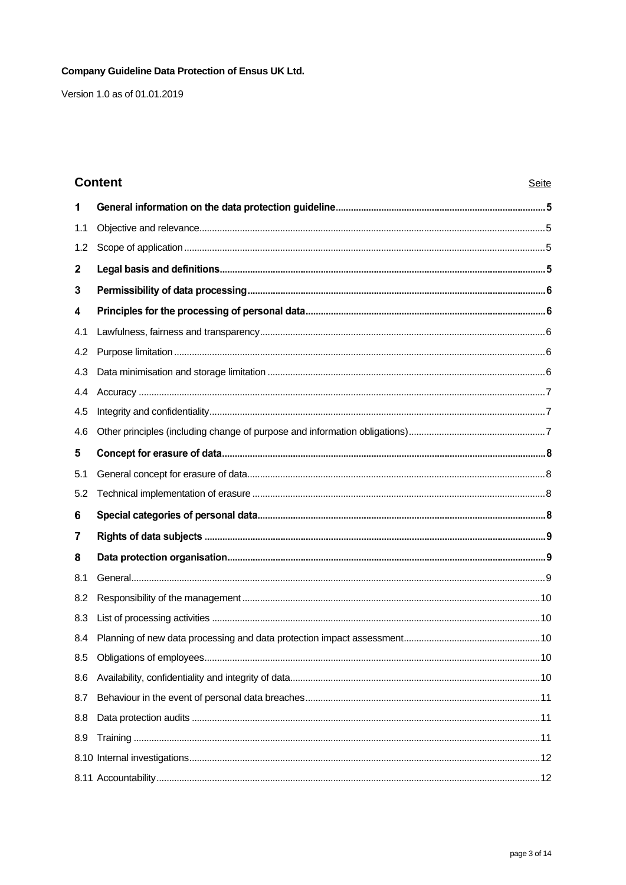**Company Guideline Data Protection of Ensus UK Ltd.**

Version 1.0 as of 01.01.2019

## Content

| | | Seite |
|---|---|---|
| **1** | **General information on the data protection guideline** | **5** |
| 1.1 | Objective and relevance | 5 |
| 1.2 | Scope of application | 5 |
| **2** | **Legal basis and definitions** | **5** |
| **3** | **Permissibility of data processing** | **6** |
| **4** | **Principles for the processing of personal data** | **6** |
| 4.1 | Lawfulness, fairness and transparency | 6 |
| 4.2 | Purpose limitation | 6 |
| 4.3 | Data minimisation and storage limitation | 6 |
| 4.4 | Accuracy | 7 |
| 4.5 | Integrity and confidentiality | 7 |
| 4.6 | Other principles (including change of purpose and information obligations) | 7 |
| **5** | **Concept for erasure of data** | **8** |
| 5.1 | General concept for erasure of data | 8 |
| 5.2 | Technical implementation of erasure | 8 |
| **6** | **Special categories of personal data** | **8** |
| **7** | **Rights of data subjects** | **9** |
| **8** | **Data protection organisation** | **9** |
| 8.1 | General | 9 |
| 8.2 | Responsibility of the management | 10 |
| 8.3 | List of processing activities | 10 |
| 8.4 | Planning of new data processing and data protection impact assessment | 10 |
| 8.5 | Obligations of employees | 10 |
| 8.6 | Availability, confidentiality and integrity of data | 10 |
| 8.7 | Behaviour in the event of personal data breaches | 11 |
| 8.8 | Data protection audits | 11 |
| 8.9 | Training | 11 |
| 8.10 | Internal investigations | 12 |
| 8.11 | Accountability | 12 |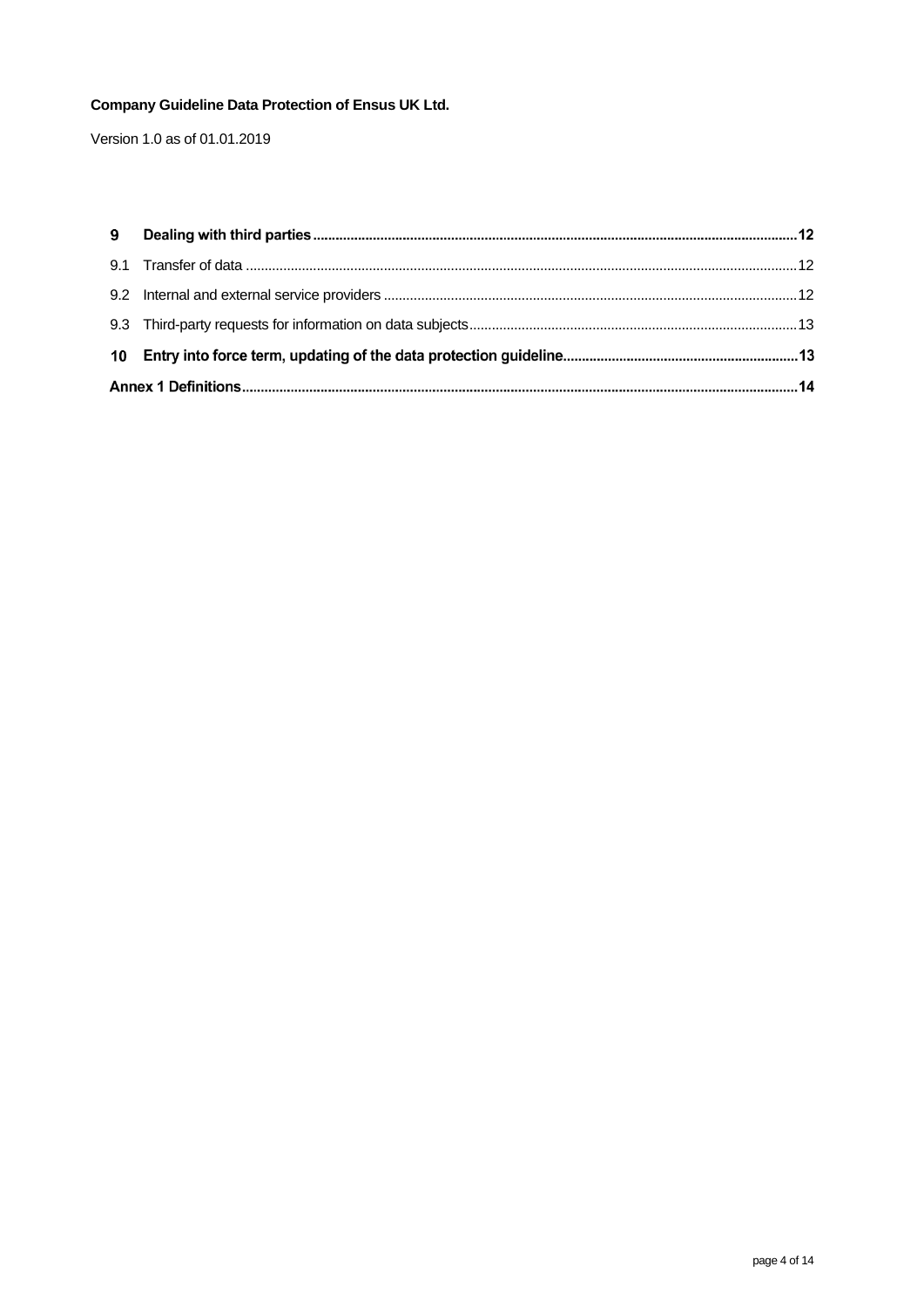| | | |
|---|---|---|
| **9** | **Dealing with third parties** | **12** |
| 9.1 | Transfer of data | 12 |
| 9.2 | Internal and external service providers | 12 |
| 9.3 | Third-party requests for information on data subjects | 13 |
| **10** | **Entry into force term, updating of the data protection guideline** | **13** |
| **Annex 1 Definitions** | | **14** |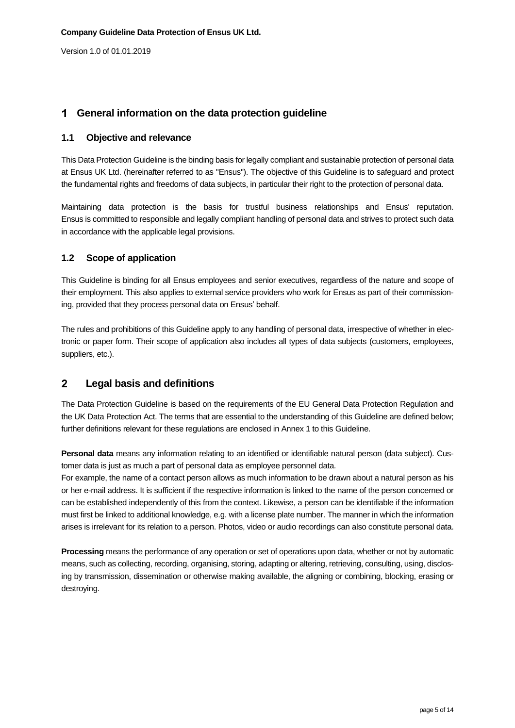# 1 General information on the data protection guideline

## 1.1 Objective and relevance

This Data Protection Guideline is the binding basis for legally compliant and sustainable protection of personal data at Ensus UK Ltd. (hereinafter referred to as "Ensus"). The objective of this Guideline is to safeguard and protect the fundamental rights and freedoms of data subjects, in particular their right to the protection of personal data.

Maintaining data protection is the basis for trustful business relationships and Ensus' reputation. Ensus is committed to responsible and legally compliant handling of personal data and strives to protect such data in accordance with the applicable legal provisions.

## 1.2 Scope of application

This Guideline is binding for all Ensus employees and senior executives, regardless of the nature and scope of their employment. This also applies to external service providers who work for Ensus as part of their commissioning, provided that they process personal data on Ensus' behalf.

The rules and prohibitions of this Guideline apply to any handling of personal data, irrespective of whether in electronic or paper form. Their scope of application also includes all types of data subjects (customers, employees, suppliers, etc.).

# 2 Legal basis and definitions

The Data Protection Guideline is based on the requirements of the EU General Data Protection Regulation and the UK Data Protection Act. The terms that are essential to the understanding of this Guideline are defined below; further definitions relevant for these regulations are enclosed in Annex 1 to this Guideline.

**Personal data** means any information relating to an identified or identifiable natural person (data subject). Customer data is just as much a part of personal data as employee personnel data.
For example, the name of a contact person allows as much information to be drawn about a natural person as his or her e-mail address. It is sufficient if the respective information is linked to the name of the person concerned or can be established independently of this from the context. Likewise, a person can be identifiable if the information must first be linked to additional knowledge, e.g. with a license plate number. The manner in which the information arises is irrelevant for its relation to a person. Photos, video or audio recordings can also constitute personal data.

**Processing** means the performance of any operation or set of operations upon data, whether or not by automatic means, such as collecting, recording, organising, storing, adapting or altering, retrieving, consulting, using, disclosing by transmission, dissemination or otherwise making available, the aligning or combining, blocking, erasing or destroying.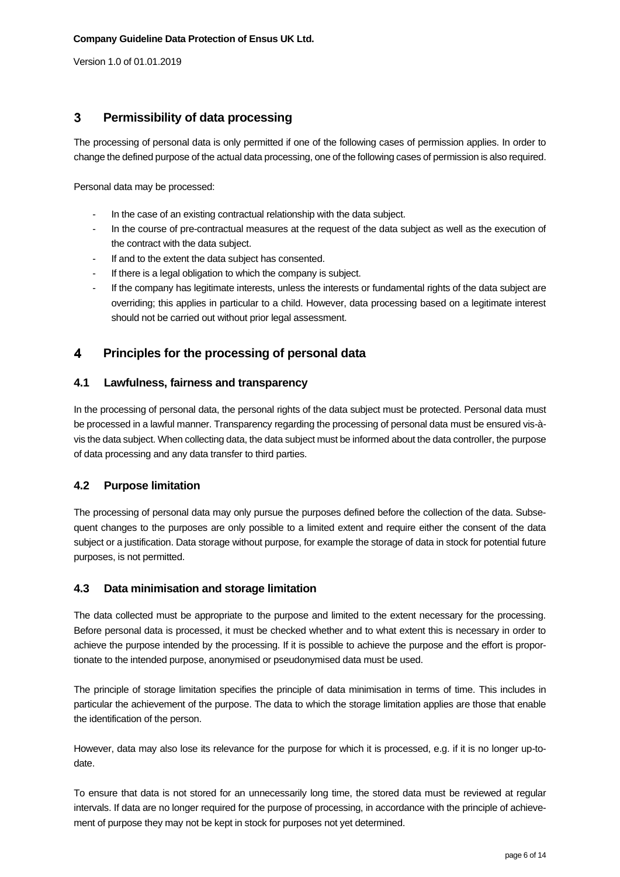# 3 Permissibility of data processing

The processing of personal data is only permitted if one of the following cases of permission applies. In order to change the defined purpose of the actual data processing, one of the following cases of permission is also required.

Personal data may be processed:

- In the case of an existing contractual relationship with the data subject.
- In the course of pre-contractual measures at the request of the data subject as well as the execution of the contract with the data subject.
- If and to the extent the data subject has consented.
- If there is a legal obligation to which the company is subject.
- If the company has legitimate interests, unless the interests or fundamental rights of the data subject are overriding; this applies in particular to a child. However, data processing based on a legitimate interest should not be carried out without prior legal assessment.

# 4 Principles for the processing of personal data

## 4.1 Lawfulness, fairness and transparency

In the processing of personal data, the personal rights of the data subject must be protected. Personal data must be processed in a lawful manner. Transparency regarding the processing of personal data must be ensured vis-à-vis the data subject. When collecting data, the data subject must be informed about the data controller, the purpose of data processing and any data transfer to third parties.

## 4.2 Purpose limitation

The processing of personal data may only pursue the purposes defined before the collection of the data. Subsequent changes to the purposes are only possible to a limited extent and require either the consent of the data subject or a justification. Data storage without purpose, for example the storage of data in stock for potential future purposes, is not permitted.

## 4.3 Data minimisation and storage limitation

The data collected must be appropriate to the purpose and limited to the extent necessary for the processing. Before personal data is processed, it must be checked whether and to what extent this is necessary in order to achieve the purpose intended by the processing. If it is possible to achieve the purpose and the effort is proportionate to the intended purpose, anonymised or pseudonymised data must be used.

The principle of storage limitation specifies the principle of data minimisation in terms of time. This includes in particular the achievement of the purpose. The data to which the storage limitation applies are those that enable the identification of the person.

However, data may also lose its relevance for the purpose for which it is processed, e.g. if it is no longer up-to-date.

To ensure that data is not stored for an unnecessarily long time, the stored data must be reviewed at regular intervals. If data are no longer required for the purpose of processing, in accordance with the principle of achievement of purpose they may not be kept in stock for purposes not yet determined.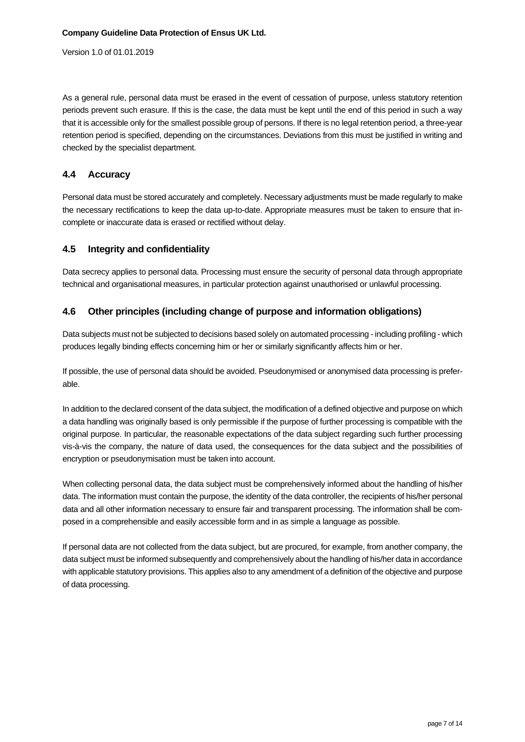As a general rule, personal data must be erased in the event of cessation of purpose, unless statutory retention periods prevent such erasure. If this is the case, the data must be kept until the end of this period in such a way that it is accessible only for the smallest possible group of persons. If there is no legal retention period, a three-year retention period is specified, depending on the circumstances. Deviations from this must be justified in writing and checked by the specialist department.

## 4.4 Accuracy

Personal data must be stored accurately and completely. Necessary adjustments must be made regularly to make the necessary rectifications to keep the data up-to-date. Appropriate measures must be taken to ensure that incomplete or inaccurate data is erased or rectified without delay.

## 4.5 Integrity and confidentiality

Data secrecy applies to personal data. Processing must ensure the security of personal data through appropriate technical and organisational measures, in particular protection against unauthorised or unlawful processing.

## 4.6 Other principles (including change of purpose and information obligations)

Data subjects must not be subjected to decisions based solely on automated processing - including profiling - which produces legally binding effects concerning him or her or similarly significantly affects him or her.

If possible, the use of personal data should be avoided. Pseudonymised or anonymised data processing is preferable.

In addition to the declared consent of the data subject, the modification of a defined objective and purpose on which a data handling was originally based is only permissible if the purpose of further processing is compatible with the original purpose. In particular, the reasonable expectations of the data subject regarding such further processing vis-à-vis the company, the nature of data used, the consequences for the data subject and the possibilities of encryption or pseudonymisation must be taken into account.

When collecting personal data, the data subject must be comprehensively informed about the handling of his/her data. The information must contain the purpose, the identity of the data controller, the recipients of his/her personal data and all other information necessary to ensure fair and transparent processing. The information shall be composed in a comprehensible and easily accessible form and in as simple a language as possible.

If personal data are not collected from the data subject, but are procured, for example, from another company, the data subject must be informed subsequently and comprehensively about the handling of his/her data in accordance with applicable statutory provisions. This applies also to any amendment of a definition of the objective and purpose of data processing.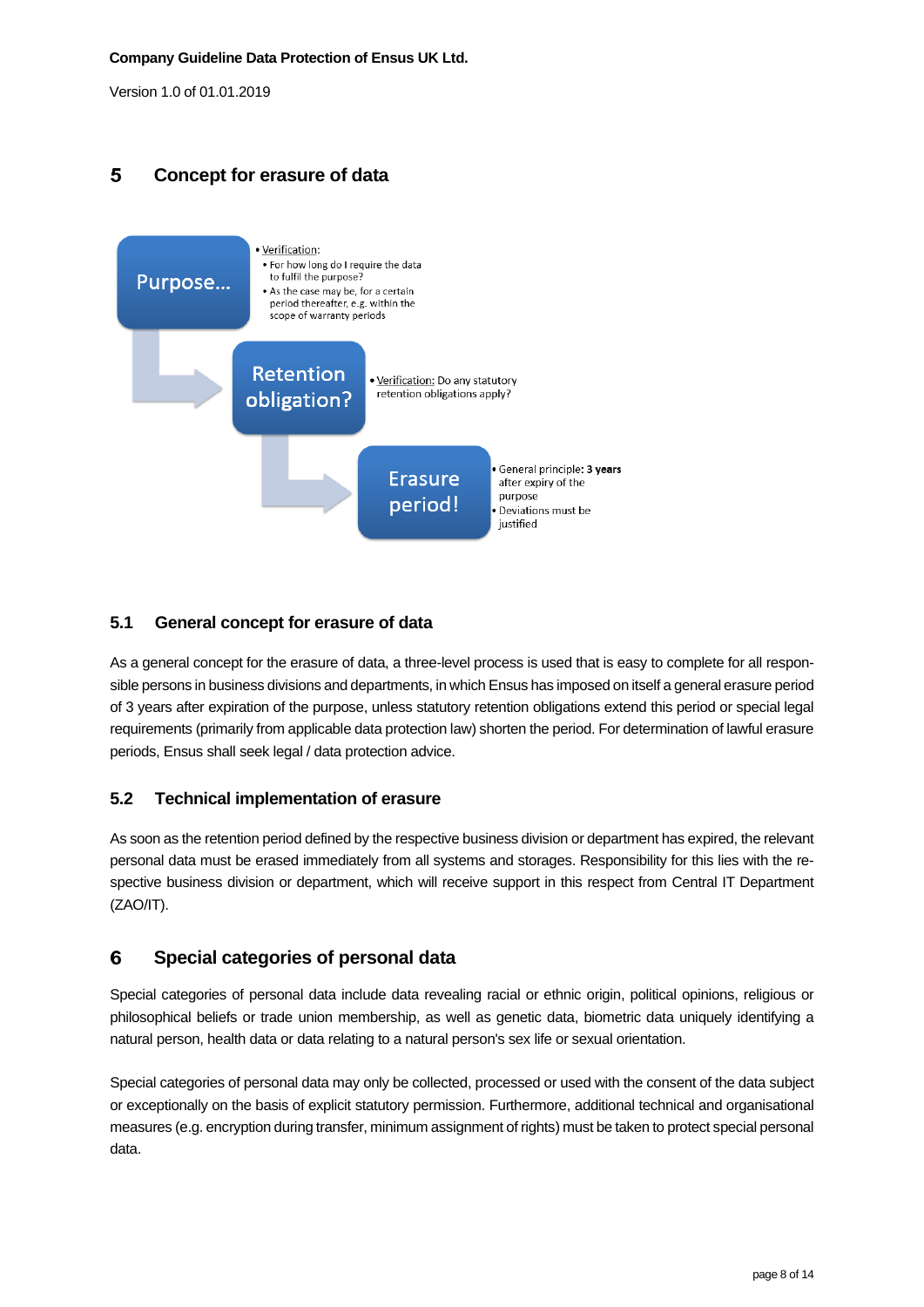## 5 Concept for erasure of data

**Purpose...**

- Verification:
  - For how long do I require the data to fulfil the purpose?
  - As the case may be, for a certain period thereafter, e.g. within the scope of warranty periods

**Retention obligation?**

- Verification: Do any statutory retention obligations apply?

**Erasure period!**

- General principle: **3 years** after expiry of the purpose
- Deviations must be justified

### 5.1 General concept for erasure of data

As a general concept for the erasure of data, a three-level process is used that is easy to complete for all responsible persons in business divisions and departments, in which Ensus has imposed on itself a general erasure period of 3 years after expiration of the purpose, unless statutory retention obligations extend this period or special legal requirements (primarily from applicable data protection law) shorten the period. For determination of lawful erasure periods, Ensus shall seek legal / data protection advice.

### 5.2 Technical implementation of erasure

As soon as the retention period defined by the respective business division or department has expired, the relevant personal data must be erased immediately from all systems and storages. Responsibility for this lies with the respective business division or department, which will receive support in this respect from Central IT Department (ZAO/IT).

## 6 Special categories of personal data

Special categories of personal data include data revealing racial or ethnic origin, political opinions, religious or philosophical beliefs or trade union membership, as well as genetic data, biometric data uniquely identifying a natural person, health data or data relating to a natural person's sex life or sexual orientation.

Special categories of personal data may only be collected, processed or used with the consent of the data subject or exceptionally on the basis of explicit statutory permission. Furthermore, additional technical and organisational measures (e.g. encryption during transfer, minimum assignment of rights) must be taken to protect special personal data.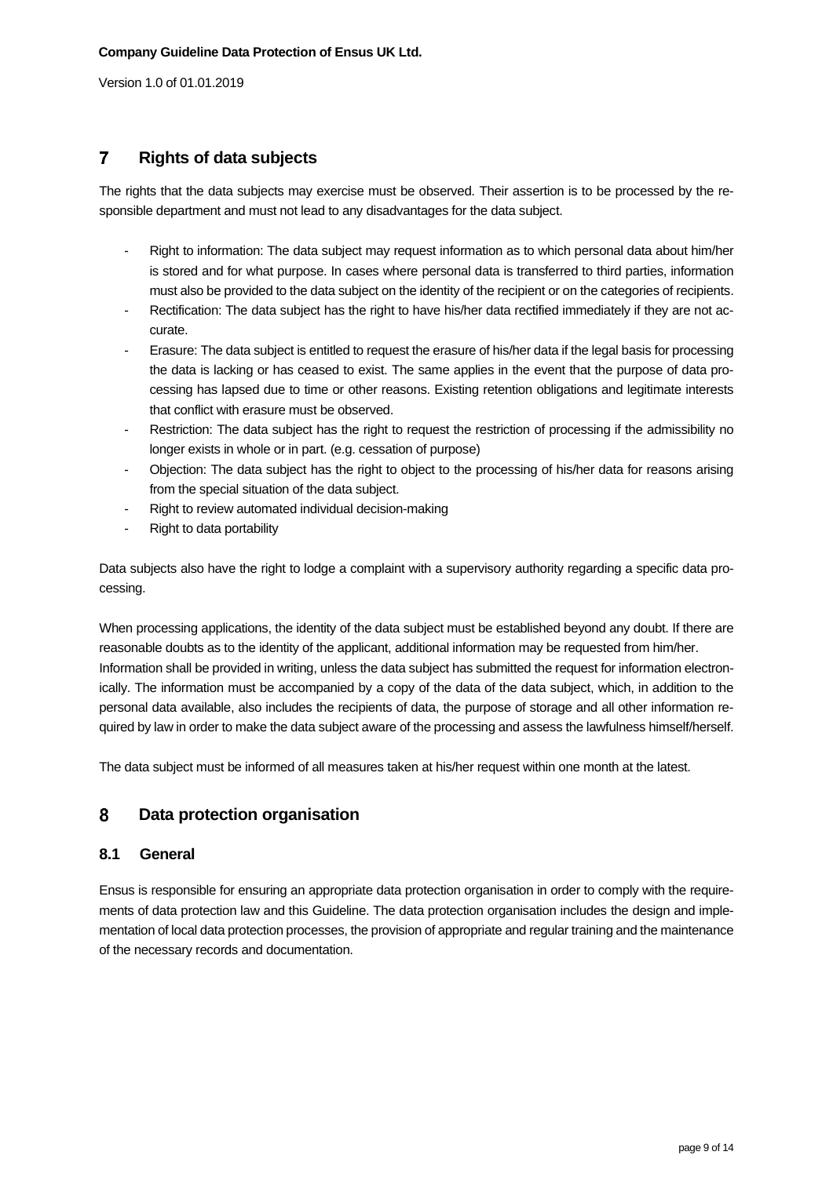# 7 Rights of data subjects

The rights that the data subjects may exercise must be observed. Their assertion is to be processed by the responsible department and must not lead to any disadvantages for the data subject.

- Right to information: The data subject may request information as to which personal data about him/her is stored and for what purpose. In cases where personal data is transferred to third parties, information must also be provided to the data subject on the identity of the recipient or on the categories of recipients.
- Rectification: The data subject has the right to have his/her data rectified immediately if they are not accurate.
- Erasure: The data subject is entitled to request the erasure of his/her data if the legal basis for processing the data is lacking or has ceased to exist. The same applies in the event that the purpose of data processing has lapsed due to time or other reasons. Existing retention obligations and legitimate interests that conflict with erasure must be observed.
- Restriction: The data subject has the right to request the restriction of processing if the admissibility no longer exists in whole or in part. (e.g. cessation of purpose)
- Objection: The data subject has the right to object to the processing of his/her data for reasons arising from the special situation of the data subject.
- Right to review automated individual decision-making
- Right to data portability

Data subjects also have the right to lodge a complaint with a supervisory authority regarding a specific data processing.

When processing applications, the identity of the data subject must be established beyond any doubt. If there are reasonable doubts as to the identity of the applicant, additional information may be requested from him/her. Information shall be provided in writing, unless the data subject has submitted the request for information electronically. The information must be accompanied by a copy of the data of the data subject, which, in addition to the personal data available, also includes the recipients of data, the purpose of storage and all other information required by law in order to make the data subject aware of the processing and assess the lawfulness himself/herself.

The data subject must be informed of all measures taken at his/her request within one month at the latest.

# 8 Data protection organisation

## 8.1 General

Ensus is responsible for ensuring an appropriate data protection organisation in order to comply with the requirements of data protection law and this Guideline. The data protection organisation includes the design and implementation of local data protection processes, the provision of appropriate and regular training and the maintenance of the necessary records and documentation.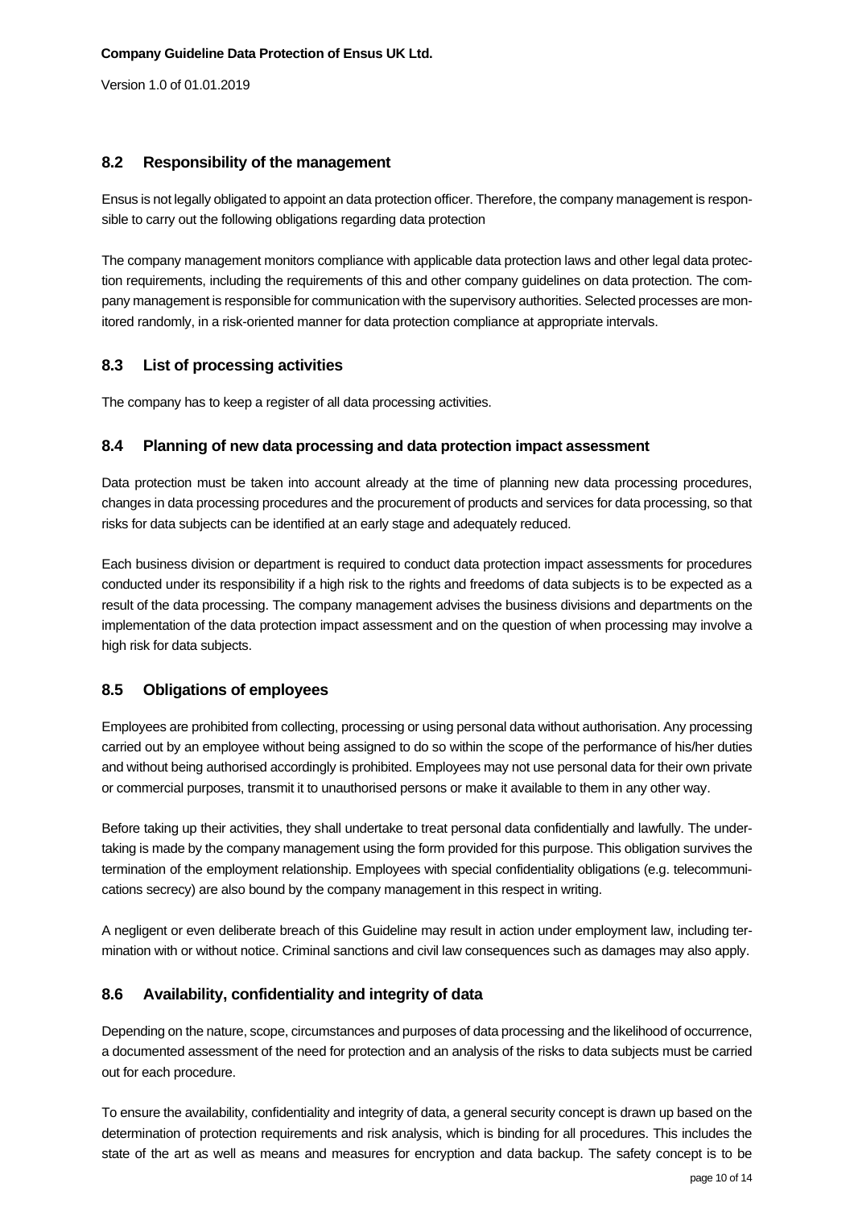## 8.2 Responsibility of the management

Ensus is not legally obligated to appoint an data protection officer. Therefore, the company management is responsible to carry out the following obligations regarding data protection

The company management monitors compliance with applicable data protection laws and other legal data protection requirements, including the requirements of this and other company guidelines on data protection. The company management is responsible for communication with the supervisory authorities. Selected processes are monitored randomly, in a risk-oriented manner for data protection compliance at appropriate intervals.

## 8.3 List of processing activities

The company has to keep a register of all data processing activities.

## 8.4 Planning of new data processing and data protection impact assessment

Data protection must be taken into account already at the time of planning new data processing procedures, changes in data processing procedures and the procurement of products and services for data processing, so that risks for data subjects can be identified at an early stage and adequately reduced.

Each business division or department is required to conduct data protection impact assessments for procedures conducted under its responsibility if a high risk to the rights and freedoms of data subjects is to be expected as a result of the data processing. The company management advises the business divisions and departments on the implementation of the data protection impact assessment and on the question of when processing may involve a high risk for data subjects.

## 8.5 Obligations of employees

Employees are prohibited from collecting, processing or using personal data without authorisation. Any processing carried out by an employee without being assigned to do so within the scope of the performance of his/her duties and without being authorised accordingly is prohibited. Employees may not use personal data for their own private or commercial purposes, transmit it to unauthorised persons or make it available to them in any other way.

Before taking up their activities, they shall undertake to treat personal data confidentially and lawfully. The undertaking is made by the company management using the form provided for this purpose. This obligation survives the termination of the employment relationship. Employees with special confidentiality obligations (e.g. telecommunications secrecy) are also bound by the company management in this respect in writing.

A negligent or even deliberate breach of this Guideline may result in action under employment law, including termination with or without notice. Criminal sanctions and civil law consequences such as damages may also apply.

## 8.6 Availability, confidentiality and integrity of data

Depending on the nature, scope, circumstances and purposes of data processing and the likelihood of occurrence, a documented assessment of the need for protection and an analysis of the risks to data subjects must be carried out for each procedure.

To ensure the availability, confidentiality and integrity of data, a general security concept is drawn up based on the determination of protection requirements and risk analysis, which is binding for all procedures. This includes the state of the art as well as means and measures for encryption and data backup. The safety concept is to be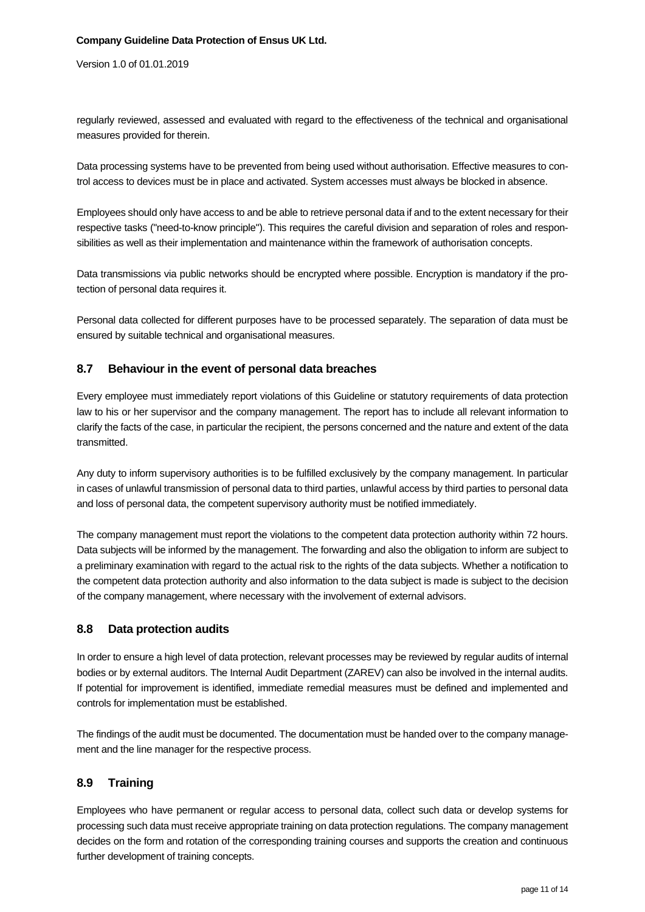regularly reviewed, assessed and evaluated with regard to the effectiveness of the technical and organisational measures provided for therein.

Data processing systems have to be prevented from being used without authorisation. Effective measures to control access to devices must be in place and activated. System accesses must always be blocked in absence.

Employees should only have access to and be able to retrieve personal data if and to the extent necessary for their respective tasks ("need-to-know principle"). This requires the careful division and separation of roles and responsibilities as well as their implementation and maintenance within the framework of authorisation concepts.

Data transmissions via public networks should be encrypted where possible. Encryption is mandatory if the protection of personal data requires it.

Personal data collected for different purposes have to be processed separately. The separation of data must be ensured by suitable technical and organisational measures.

## 8.7 Behaviour in the event of personal data breaches

Every employee must immediately report violations of this Guideline or statutory requirements of data protection law to his or her supervisor and the company management. The report has to include all relevant information to clarify the facts of the case, in particular the recipient, the persons concerned and the nature and extent of the data transmitted.

Any duty to inform supervisory authorities is to be fulfilled exclusively by the company management. In particular in cases of unlawful transmission of personal data to third parties, unlawful access by third parties to personal data and loss of personal data, the competent supervisory authority must be notified immediately.

The company management must report the violations to the competent data protection authority within 72 hours. Data subjects will be informed by the management. The forwarding and also the obligation to inform are subject to a preliminary examination with regard to the actual risk to the rights of the data subjects. Whether a notification to the competent data protection authority and also information to the data subject is made is subject to the decision of the company management, where necessary with the involvement of external advisors.

## 8.8 Data protection audits

In order to ensure a high level of data protection, relevant processes may be reviewed by regular audits of internal bodies or by external auditors. The Internal Audit Department (ZAREV) can also be involved in the internal audits. If potential for improvement is identified, immediate remedial measures must be defined and implemented and controls for implementation must be established.

The findings of the audit must be documented. The documentation must be handed over to the company management and the line manager for the respective process.

## 8.9 Training

Employees who have permanent or regular access to personal data, collect such data or develop systems for processing such data must receive appropriate training on data protection regulations. The company management decides on the form and rotation of the corresponding training courses and supports the creation and continuous further development of training concepts.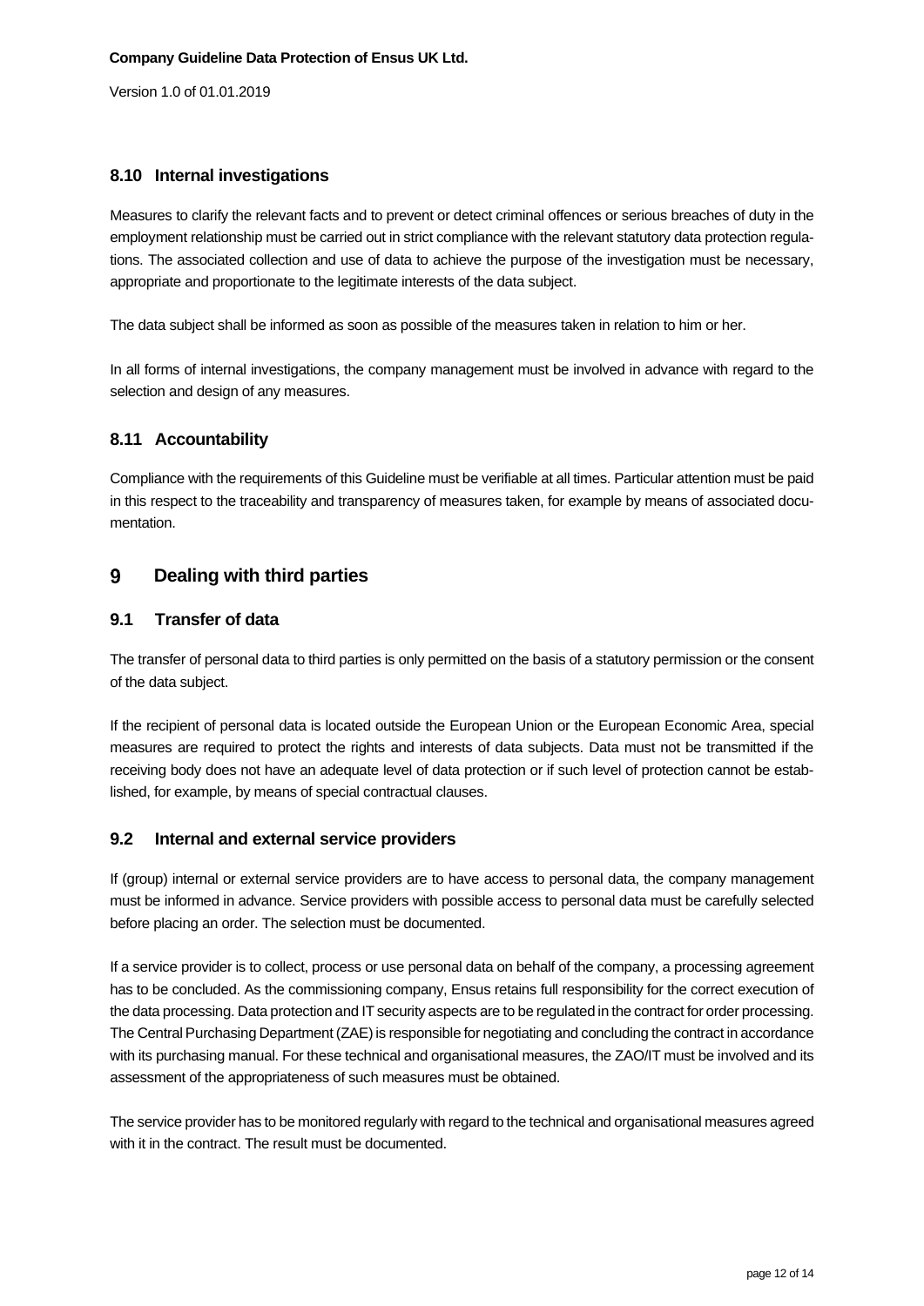### 8.10 Internal investigations

Measures to clarify the relevant facts and to prevent or detect criminal offences or serious breaches of duty in the employment relationship must be carried out in strict compliance with the relevant statutory data protection regulations. The associated collection and use of data to achieve the purpose of the investigation must be necessary, appropriate and proportionate to the legitimate interests of the data subject.

The data subject shall be informed as soon as possible of the measures taken in relation to him or her.

In all forms of internal investigations, the company management must be involved in advance with regard to the selection and design of any measures.

### 8.11 Accountability

Compliance with the requirements of this Guideline must be verifiable at all times. Particular attention must be paid in this respect to the traceability and transparency of measures taken, for example by means of associated documentation.

## 9 Dealing with third parties

### 9.1 Transfer of data

The transfer of personal data to third parties is only permitted on the basis of a statutory permission or the consent of the data subject.

If the recipient of personal data is located outside the European Union or the European Economic Area, special measures are required to protect the rights and interests of data subjects. Data must not be transmitted if the receiving body does not have an adequate level of data protection or if such level of protection cannot be established, for example, by means of special contractual clauses.

### 9.2 Internal and external service providers

If (group) internal or external service providers are to have access to personal data, the company management must be informed in advance. Service providers with possible access to personal data must be carefully selected before placing an order. The selection must be documented.

If a service provider is to collect, process or use personal data on behalf of the company, a processing agreement has to be concluded. As the commissioning company, Ensus retains full responsibility for the correct execution of the data processing. Data protection and IT security aspects are to be regulated in the contract for order processing. The Central Purchasing Department (ZAE) is responsible for negotiating and concluding the contract in accordance with its purchasing manual. For these technical and organisational measures, the ZAO/IT must be involved and its assessment of the appropriateness of such measures must be obtained.

The service provider has to be monitored regularly with regard to the technical and organisational measures agreed with it in the contract. The result must be documented.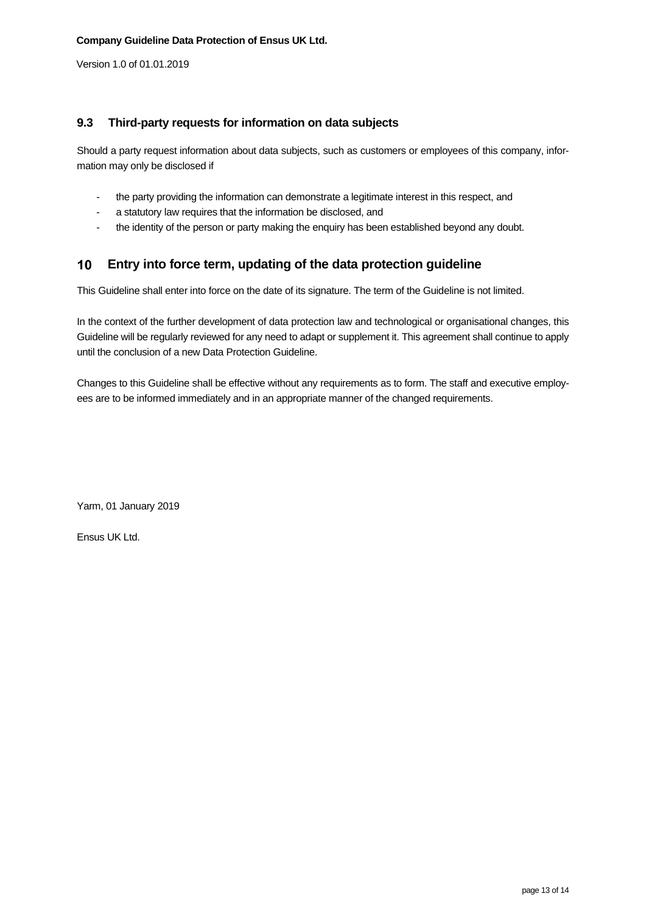## 9.3 Third-party requests for information on data subjects

Should a party request information about data subjects, such as customers or employees of this company, information may only be disclosed if

- the party providing the information can demonstrate a legitimate interest in this respect, and
- a statutory law requires that the information be disclosed, and
- the identity of the person or party making the enquiry has been established beyond any doubt.

# 10 Entry into force term, updating of the data protection guideline

This Guideline shall enter into force on the date of its signature. The term of the Guideline is not limited.

In the context of the further development of data protection law and technological or organisational changes, this Guideline will be regularly reviewed for any need to adapt or supplement it. This agreement shall continue to apply until the conclusion of a new Data Protection Guideline.

Changes to this Guideline shall be effective without any requirements as to form. The staff and executive employees are to be informed immediately and in an appropriate manner of the changed requirements.

Yarm, 01 January 2019

Ensus UK Ltd.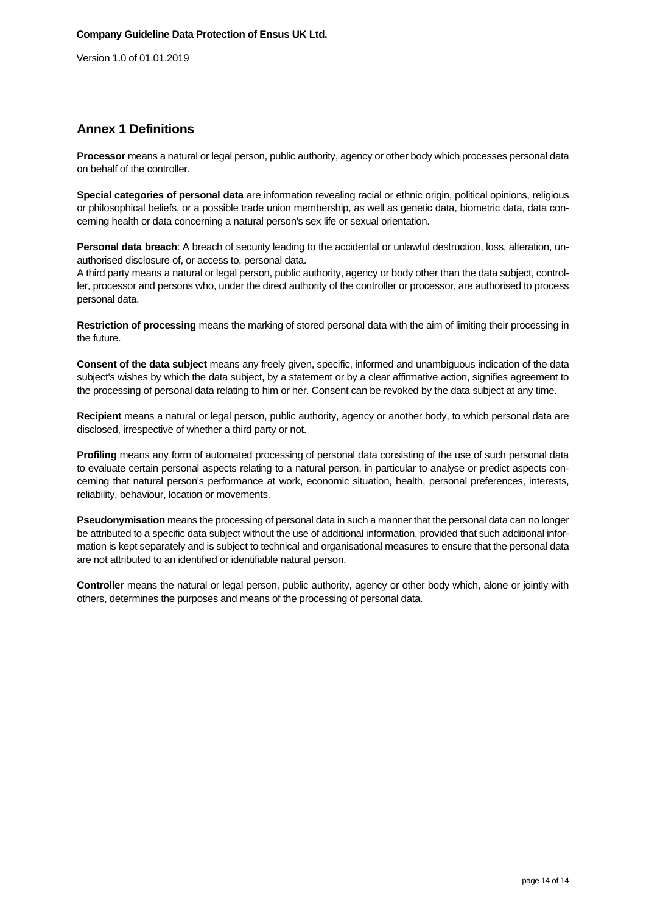## Annex 1 Definitions

**Processor** means a natural or legal person, public authority, agency or other body which processes personal data on behalf of the controller.

**Special categories of personal data** are information revealing racial or ethnic origin, political opinions, religious or philosophical beliefs, or a possible trade union membership, as well as genetic data, biometric data, data concerning health or data concerning a natural person's sex life or sexual orientation.

**Personal data breach**: A breach of security leading to the accidental or unlawful destruction, loss, alteration, unauthorised disclosure of, or access to, personal data.
A third party means a natural or legal person, public authority, agency or body other than the data subject, controller, processor and persons who, under the direct authority of the controller or processor, are authorised to process personal data.

**Restriction of processing** means the marking of stored personal data with the aim of limiting their processing in the future.

**Consent of the data subject** means any freely given, specific, informed and unambiguous indication of the data subject's wishes by which the data subject, by a statement or by a clear affirmative action, signifies agreement to the processing of personal data relating to him or her. Consent can be revoked by the data subject at any time.

**Recipient** means a natural or legal person, public authority, agency or another body, to which personal data are disclosed, irrespective of whether a third party or not.

**Profiling** means any form of automated processing of personal data consisting of the use of such personal data to evaluate certain personal aspects relating to a natural person, in particular to analyse or predict aspects concerning that natural person's performance at work, economic situation, health, personal preferences, interests, reliability, behaviour, location or movements.

**Pseudonymisation** means the processing of personal data in such a manner that the personal data can no longer be attributed to a specific data subject without the use of additional information, provided that such additional information is kept separately and is subject to technical and organisational measures to ensure that the personal data are not attributed to an identified or identifiable natural person.

**Controller** means the natural or legal person, public authority, agency or other body which, alone or jointly with others, determines the purposes and means of the processing of personal data.